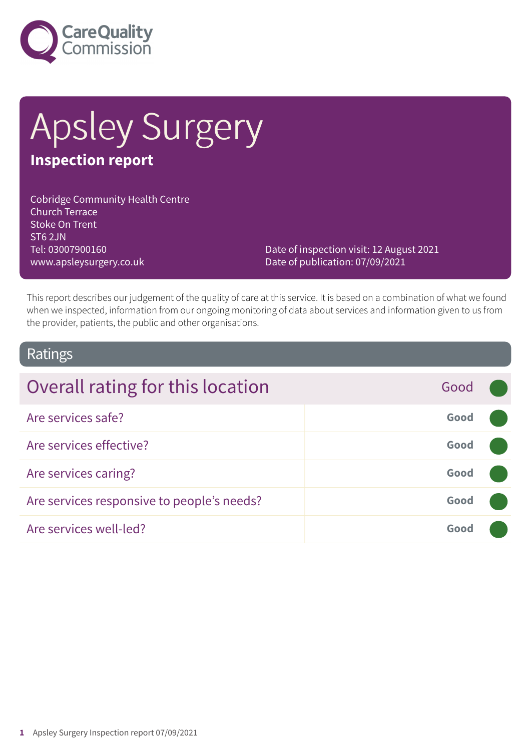# Apsley Surgery

## Inspection report

Cobridge Community Health Centre
Church Terrace
Stoke On Trent
ST6 2JN
Tel: 03007900160
www.apsleysurgery.co.uk

Date of inspection visit: 12 August 2021
Date of publication: 07/09/2021

This report describes our judgement of the quality of care at this service. It is based on a combination of what we found when we inspected, information from our ongoing monitoring of data about services and information given to us from the provider, patients, the public and other organisations.

## Ratings

| Overall rating for this location | Good |
| --- | --- |
| Are services safe? | Good |
| Are services effective? | Good |
| Are services caring? | Good |
| Are services responsive to people's needs? | Good |
| Are services well-led? | Good |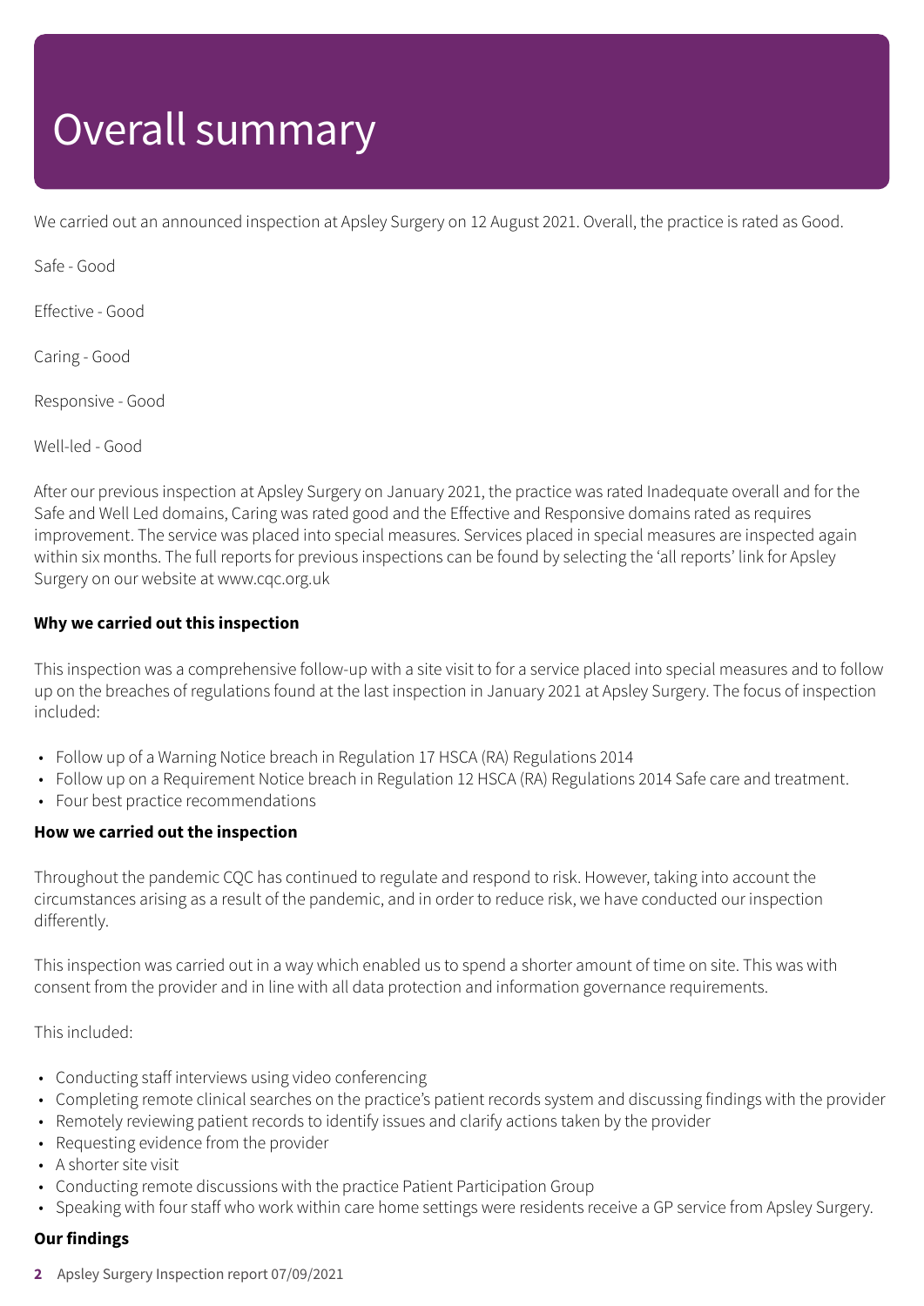# Overall summary

We carried out an announced inspection at Apsley Surgery on 12 August 2021. Overall, the practice is rated as Good.

Safe - Good

Effective - Good

Caring - Good

Responsive - Good

Well-led - Good

After our previous inspection at Apsley Surgery on January 2021, the practice was rated Inadequate overall and for the Safe and Well Led domains, Caring was rated good and the Effective and Responsive domains rated as requires improvement. The service was placed into special measures. Services placed in special measures are inspected again within six months. The full reports for previous inspections can be found by selecting the 'all reports' link for Apsley Surgery on our website at www.cqc.org.uk

**Why we carried out this inspection**

This inspection was a comprehensive follow-up with a site visit to for a service placed into special measures and to follow up on the breaches of regulations found at the last inspection in January 2021 at Apsley Surgery. The focus of inspection included:

- Follow up of a Warning Notice breach in Regulation 17 HSCA (RA) Regulations 2014
- Follow up on a Requirement Notice breach in Regulation 12 HSCA (RA) Regulations 2014 Safe care and treatment.
- Four best practice recommendations

**How we carried out the inspection**

Throughout the pandemic CQC has continued to regulate and respond to risk. However, taking into account the circumstances arising as a result of the pandemic, and in order to reduce risk, we have conducted our inspection differently.

This inspection was carried out in a way which enabled us to spend a shorter amount of time on site. This was with consent from the provider and in line with all data protection and information governance requirements.

This included:

- Conducting staff interviews using video conferencing
- Completing remote clinical searches on the practice's patient records system and discussing findings with the provider
- Remotely reviewing patient records to identify issues and clarify actions taken by the provider
- Requesting evidence from the provider
- A shorter site visit
- Conducting remote discussions with the practice Patient Participation Group
- Speaking with four staff who work within care home settings were residents receive a GP service from Apsley Surgery.

**Our findings**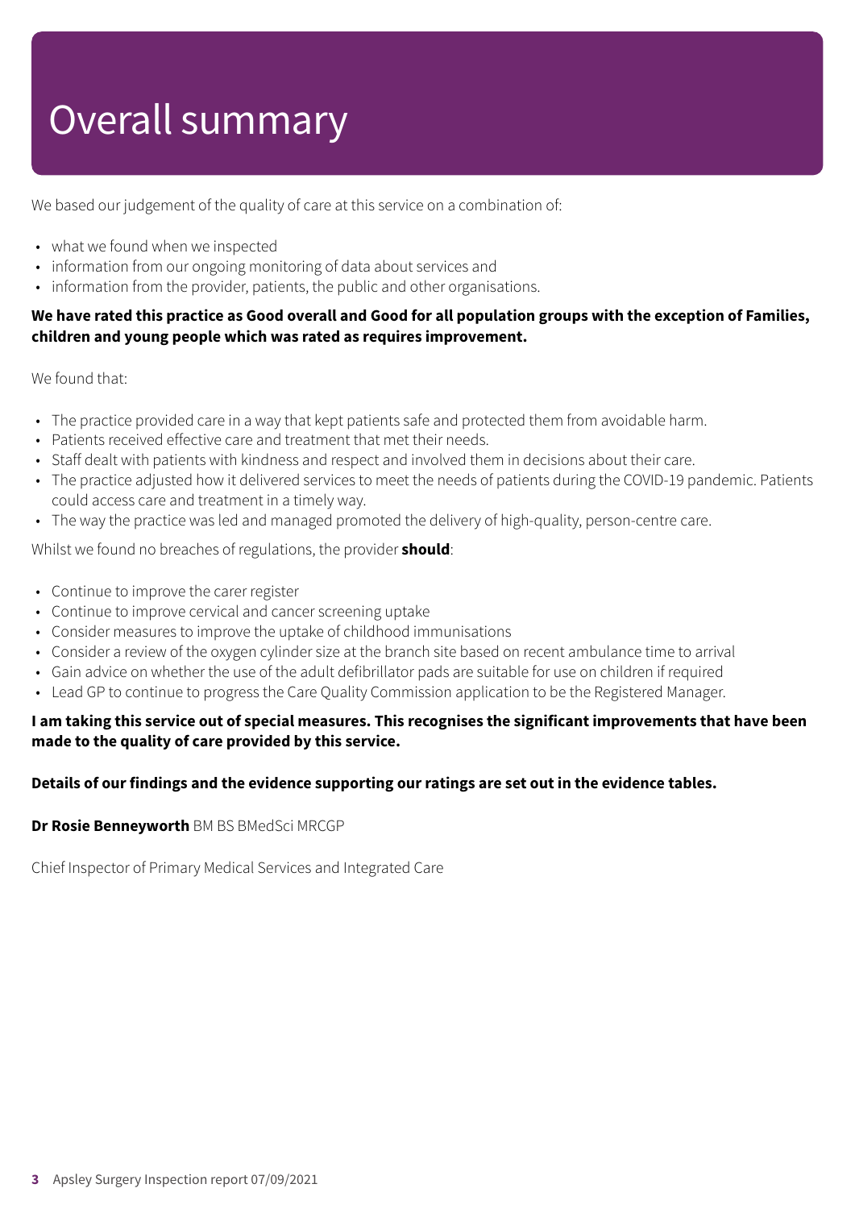# Overall summary

We based our judgement of the quality of care at this service on a combination of:

- what we found when we inspected
- information from our ongoing monitoring of data about services and
- information from the provider, patients, the public and other organisations.

**We have rated this practice as Good overall and Good for all population groups with the exception of Families, children and young people which was rated as requires improvement.**

We found that:

- The practice provided care in a way that kept patients safe and protected them from avoidable harm.
- Patients received effective care and treatment that met their needs.
- Staff dealt with patients with kindness and respect and involved them in decisions about their care.
- The practice adjusted how it delivered services to meet the needs of patients during the COVID-19 pandemic. Patients could access care and treatment in a timely way.
- The way the practice was led and managed promoted the delivery of high-quality, person-centre care.

Whilst we found no breaches of regulations, the provider **should**:

- Continue to improve the carer register
- Continue to improve cervical and cancer screening uptake
- Consider measures to improve the uptake of childhood immunisations
- Consider a review of the oxygen cylinder size at the branch site based on recent ambulance time to arrival
- Gain advice on whether the use of the adult defibrillator pads are suitable for use on children if required
- Lead GP to continue to progress the Care Quality Commission application to be the Registered Manager.

**I am taking this service out of special measures. This recognises the significant improvements that have been made to the quality of care provided by this service.**

**Details of our findings and the evidence supporting our ratings are set out in the evidence tables.**

**Dr Rosie Benneyworth** BM BS BMedSci MRCGP

Chief Inspector of Primary Medical Services and Integrated Care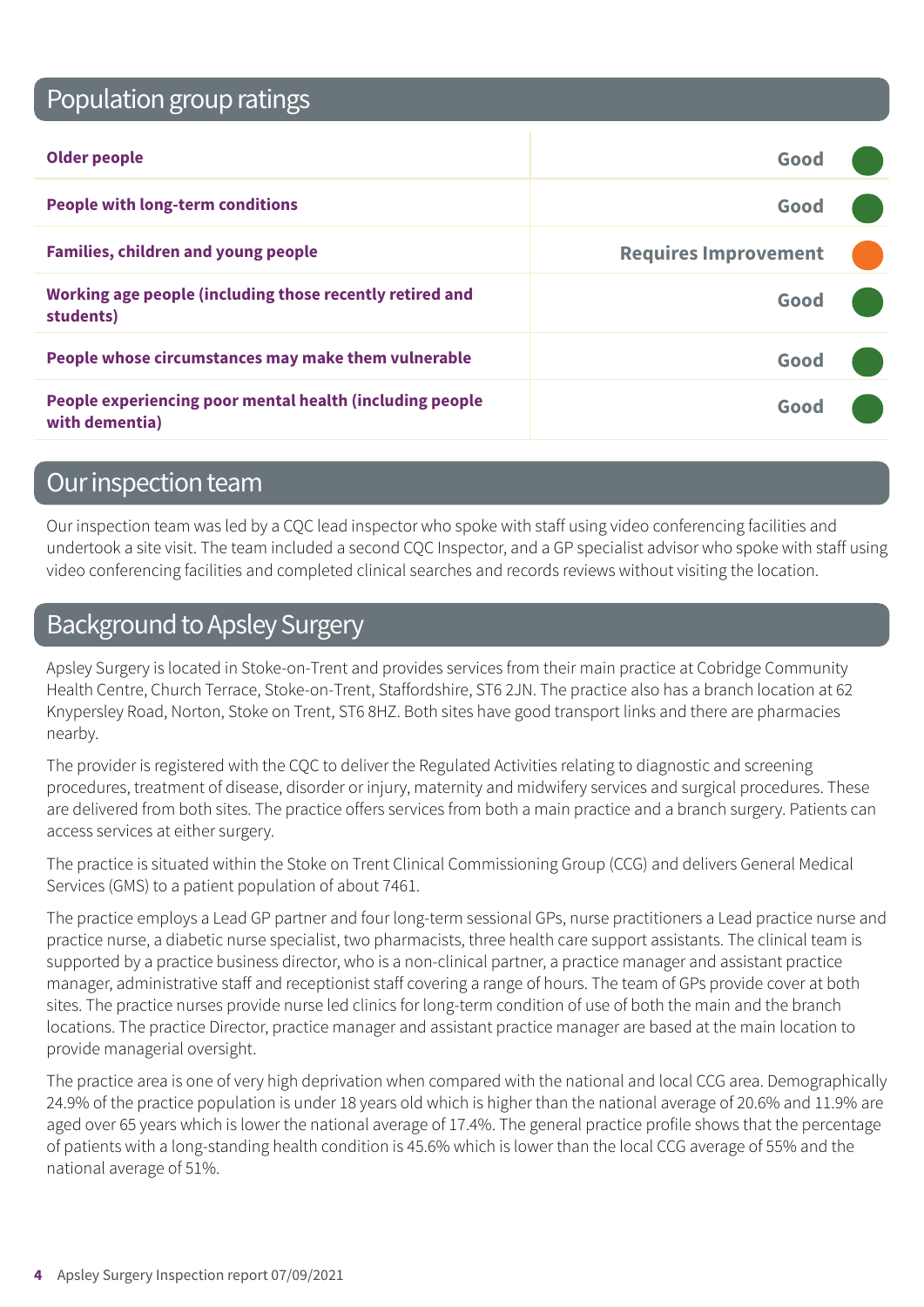## Population group ratings

| | |
|---|---|
| **Older people** | Good |
| **People with long-term conditions** | Good |
| **Families, children and young people** | Requires Improvement |
| **Working age people (including those recently retired and students)** | Good |
| **People whose circumstances may make them vulnerable** | Good |
| **People experiencing poor mental health (including people with dementia)** | Good |

## Our inspection team

Our inspection team was led by a CQC lead inspector who spoke with staff using video conferencing facilities and undertook a site visit. The team included a second CQC Inspector, and a GP specialist advisor who spoke with staff using video conferencing facilities and completed clinical searches and records reviews without visiting the location.

## Background to Apsley Surgery

Apsley Surgery is located in Stoke-on-Trent and provides services from their main practice at Cobridge Community Health Centre, Church Terrace, Stoke-on-Trent, Staffordshire, ST6 2JN. The practice also has a branch location at 62 Knypersley Road, Norton, Stoke on Trent, ST6 8HZ. Both sites have good transport links and there are pharmacies nearby.

The provider is registered with the CQC to deliver the Regulated Activities relating to diagnostic and screening procedures, treatment of disease, disorder or injury, maternity and midwifery services and surgical procedures. These are delivered from both sites. The practice offers services from both a main practice and a branch surgery. Patients can access services at either surgery.

The practice is situated within the Stoke on Trent Clinical Commissioning Group (CCG) and delivers General Medical Services (GMS) to a patient population of about 7461.

The practice employs a Lead GP partner and four long-term sessional GPs, nurse practitioners a Lead practice nurse and practice nurse, a diabetic nurse specialist, two pharmacists, three health care support assistants. The clinical team is supported by a practice business director, who is a non-clinical partner, a practice manager and assistant practice manager, administrative staff and receptionist staff covering a range of hours. The team of GPs provide cover at both sites. The practice nurses provide nurse led clinics for long-term condition of use of both the main and the branch locations. The practice Director, practice manager and assistant practice manager are based at the main location to provide managerial oversight.

The practice area is one of very high deprivation when compared with the national and local CCG area. Demographically 24.9% of the practice population is under 18 years old which is higher than the national average of 20.6% and 11.9% are aged over 65 years which is lower the national average of 17.4%. The general practice profile shows that the percentage of patients with a long-standing health condition is 45.6% which is lower than the local CCG average of 55% and the national average of 51%.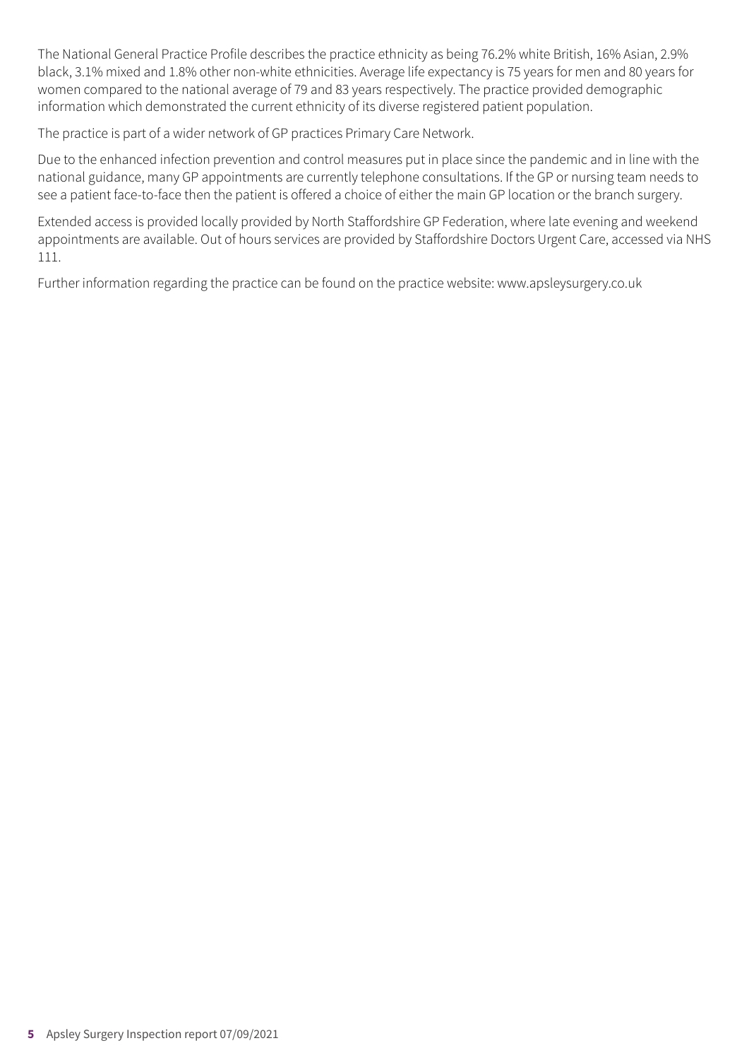The National General Practice Profile describes the practice ethnicity as being 76.2% white British, 16% Asian, 2.9% black, 3.1% mixed and 1.8% other non-white ethnicities. Average life expectancy is 75 years for men and 80 years for women compared to the national average of 79 and 83 years respectively. The practice provided demographic information which demonstrated the current ethnicity of its diverse registered patient population.

The practice is part of a wider network of GP practices Primary Care Network.

Due to the enhanced infection prevention and control measures put in place since the pandemic and in line with the national guidance, many GP appointments are currently telephone consultations. If the GP or nursing team needs to see a patient face-to-face then the patient is offered a choice of either the main GP location or the branch surgery.

Extended access is provided locally provided by North Staffordshire GP Federation, where late evening and weekend appointments are available. Out of hours services are provided by Staffordshire Doctors Urgent Care, accessed via NHS 111.

Further information regarding the practice can be found on the practice website: www.apsleysurgery.co.uk